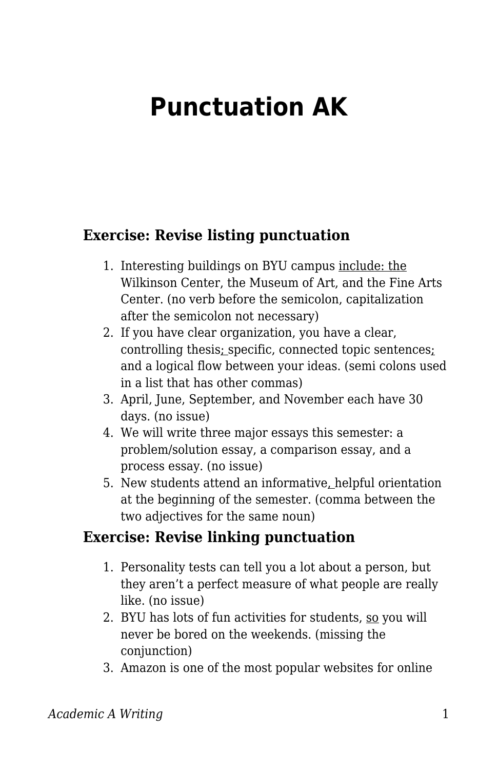# Punctuation AK

### Exercise: Revise listing punctuation

1. Interesting buildings on BYU campus include: the Wilkinson Center, the Museum of Art, and the Fine Arts Center. (no verb before the semicolon, capitalization after the semicolon not necessary)
2. If you have clear organization, you have a clear, controlling thesis; specific, connected topic sentences; and a logical flow between your ideas. (semi colons used in a list that has other commas)
3. April, June, September, and November each have 30 days. (no issue)
4. We will write three major essays this semester: a problem/solution essay, a comparison essay, and a process essay. (no issue)
5. New students attend an informative, helpful orientation at the beginning of the semester. (comma between the two adjectives for the same noun)

### Exercise: Revise linking punctuation

1. Personality tests can tell you a lot about a person, but they aren't a perfect measure of what people are really like. (no issue)
2. BYU has lots of fun activities for students, so you will never be bored on the weekends. (missing the conjunction)
3. Amazon is one of the most popular websites for online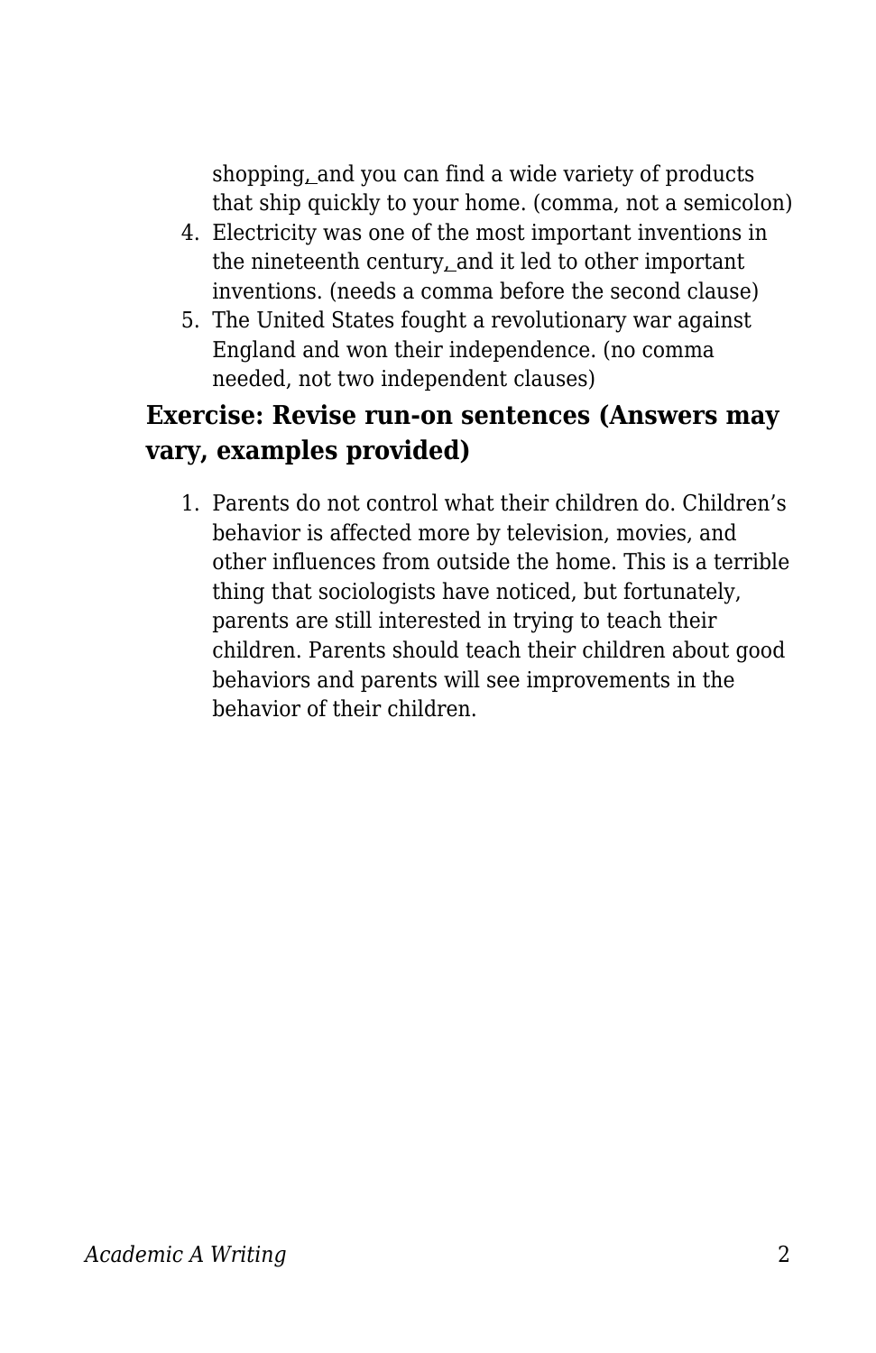shopping, and you can find a wide variety of products that ship quickly to your home. (comma, not a semicolon)
4. Electricity was one of the most important inventions in the nineteenth century, and it led to other important inventions. (needs a comma before the second clause)
5. The United States fought a revolutionary war against England and won their independence. (no comma needed, not two independent clauses)

### Exercise: Revise run-on sentences (Answers may vary, examples provided)

1. Parents do not control what their children do. Children's behavior is affected more by television, movies, and other influences from outside the home. This is a terrible thing that sociologists have noticed, but fortunately, parents are still interested in trying to teach their children. Parents should teach their children about good behaviors and parents will see improvements in the behavior of their children.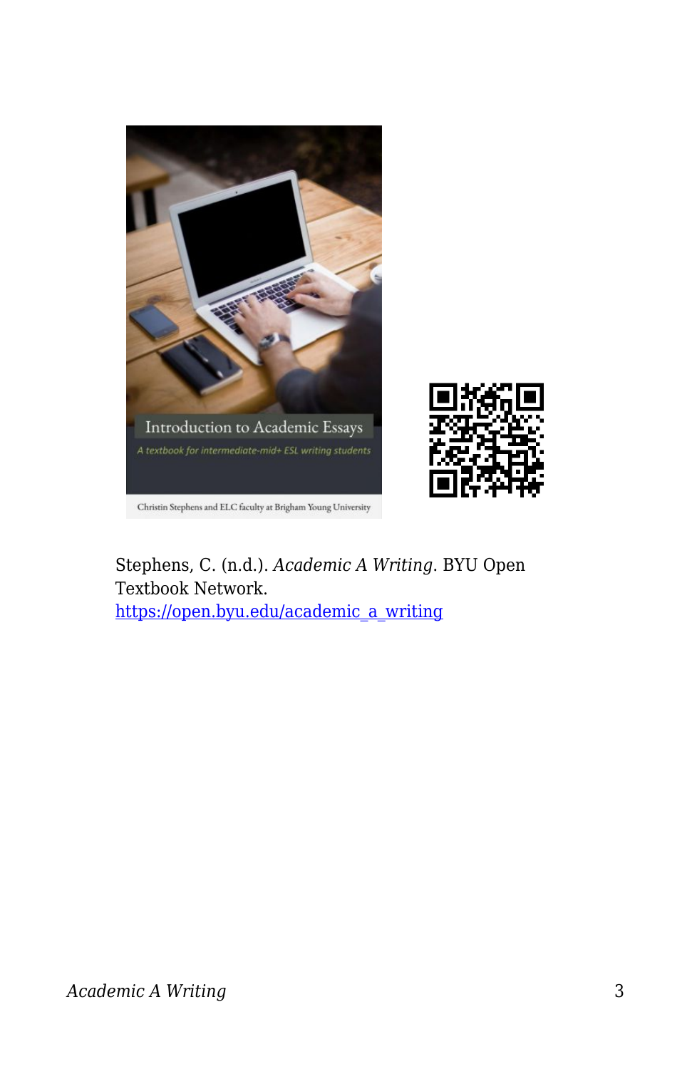Stephens, C. (n.d.). *Academic A Writing*. BYU Open Textbook Network. https://open.byu.edu/academic_a_writing